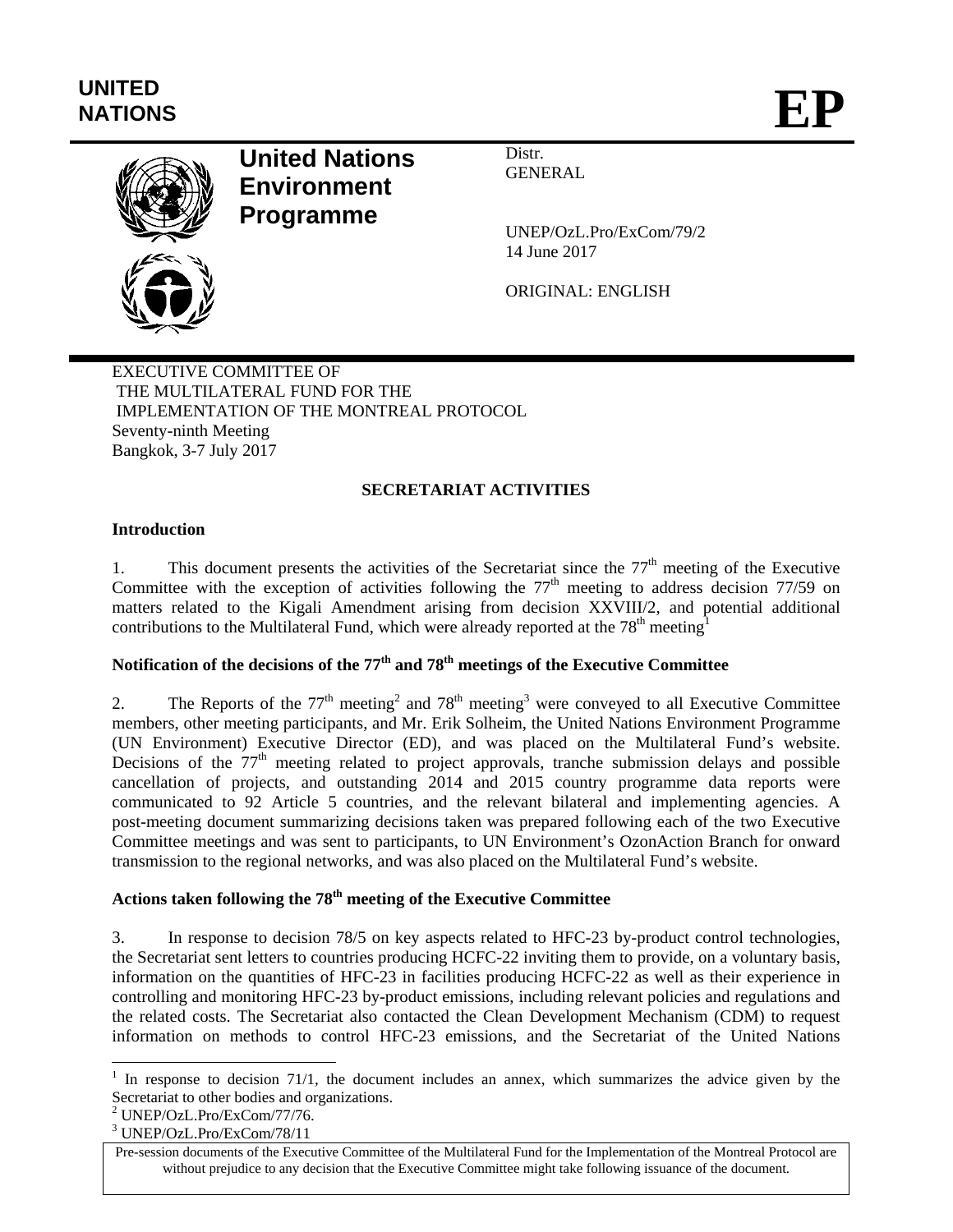UNITED NATIONS

# EP

**United Nations Environment Programme**

Distr.
GENERAL

UNEP/OzL.Pro/ExCom/79/2
14 June 2017

ORIGINAL: ENGLISH

EXECUTIVE COMMITTEE OF
THE MULTILATERAL FUND FOR THE
IMPLEMENTATION OF THE MONTREAL PROTOCOL
Seventy-ninth Meeting
Bangkok, 3-7 July 2017

## SECRETARIAT ACTIVITIES

### Introduction

1. This document presents the activities of the Secretariat since the 77th meeting of the Executive Committee with the exception of activities following the 77th meeting to address decision 77/59 on matters related to the Kigali Amendment arising from decision XXVIII/2, and potential additional contributions to the Multilateral Fund, which were already reported at the 78th meeting[1]

### Notification of the decisions of the 77th and 78th meetings of the Executive Committee

2. The Reports of the 77th meeting[2] and 78th meeting[3] were conveyed to all Executive Committee members, other meeting participants, and Mr. Erik Solheim, the United Nations Environment Programme (UN Environment) Executive Director (ED), and was placed on the Multilateral Fund's website. Decisions of the 77th meeting related to project approvals, tranche submission delays and possible cancellation of projects, and outstanding 2014 and 2015 country programme data reports were communicated to 92 Article 5 countries, and the relevant bilateral and implementing agencies. A post-meeting document summarizing decisions taken was prepared following each of the two Executive Committee meetings and was sent to participants, to UN Environment's OzonAction Branch for onward transmission to the regional networks, and was also placed on the Multilateral Fund's website.

### Actions taken following the 78th meeting of the Executive Committee

3. In response to decision 78/5 on key aspects related to HFC-23 by-product control technologies, the Secretariat sent letters to countries producing HCFC-22 inviting them to provide, on a voluntary basis, information on the quantities of HFC-23 in facilities producing HCFC-22 as well as their experience in controlling and monitoring HFC-23 by-product emissions, including relevant policies and regulations and the related costs. The Secretariat also contacted the Clean Development Mechanism (CDM) to request information on methods to control HFC-23 emissions, and the Secretariat of the United Nations

[1] In response to decision 71/1, the document includes an annex, which summarizes the advice given by the Secretariat to other bodies and organizations.
[2] UNEP/OzL.Pro/ExCom/77/76.
[3] UNEP/OzL.Pro/ExCom/78/11

Pre-session documents of the Executive Committee of the Multilateral Fund for the Implementation of the Montreal Protocol are without prejudice to any decision that the Executive Committee might take following issuance of the document.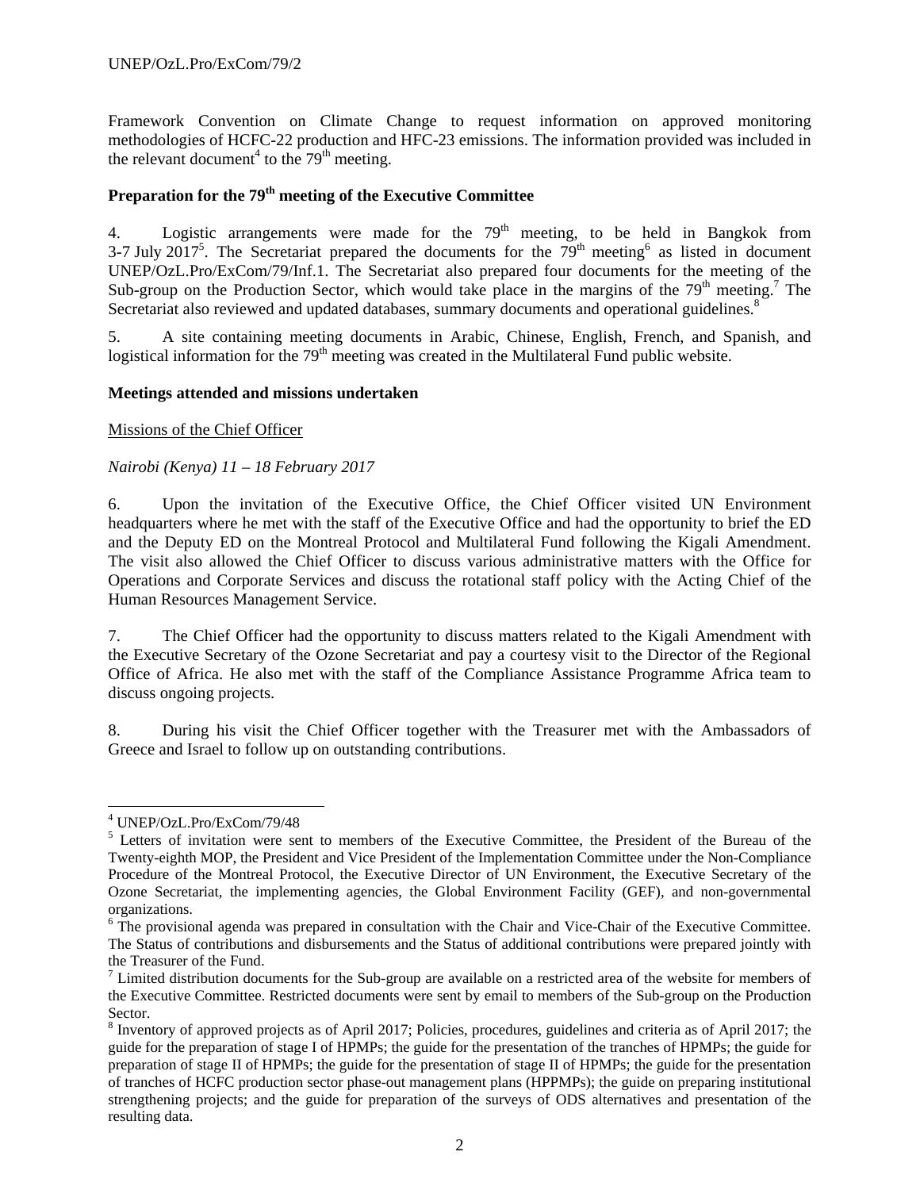Framework Convention on Climate Change to request information on approved monitoring methodologies of HCFC-22 production and HFC-23 emissions. The information provided was included in the relevant document[4] to the 79th meeting.

**Preparation for the 79th meeting of the Executive Committee**

4. Logistic arrangements were made for the 79th meeting, to be held in Bangkok from 3-7 July 2017[5]. The Secretariat prepared the documents for the 79th meeting[6] as listed in document UNEP/OzL.Pro/ExCom/79/Inf.1. The Secretariat also prepared four documents for the meeting of the Sub-group on the Production Sector, which would take place in the margins of the 79th meeting.[7] The Secretariat also reviewed and updated databases, summary documents and operational guidelines.[8]

5. A site containing meeting documents in Arabic, Chinese, English, French, and Spanish, and logistical information for the 79th meeting was created in the Multilateral Fund public website.

**Meetings attended and missions undertaken**

Missions of the Chief Officer

*Nairobi (Kenya) 11 – 18 February 2017*

6. Upon the invitation of the Executive Office, the Chief Officer visited UN Environment headquarters where he met with the staff of the Executive Office and had the opportunity to brief the ED and the Deputy ED on the Montreal Protocol and Multilateral Fund following the Kigali Amendment. The visit also allowed the Chief Officer to discuss various administrative matters with the Office for Operations and Corporate Services and discuss the rotational staff policy with the Acting Chief of the Human Resources Management Service.

7. The Chief Officer had the opportunity to discuss matters related to the Kigali Amendment with the Executive Secretary of the Ozone Secretariat and pay a courtesy visit to the Director of the Regional Office of Africa. He also met with the staff of the Compliance Assistance Programme Africa team to discuss ongoing projects.

8. During his visit the Chief Officer together with the Treasurer met with the Ambassadors of Greece and Israel to follow up on outstanding contributions.

---

[4] UNEP/OzL.Pro/ExCom/79/48

[5] Letters of invitation were sent to members of the Executive Committee, the President of the Bureau of the Twenty-eighth MOP, the President and Vice President of the Implementation Committee under the Non-Compliance Procedure of the Montreal Protocol, the Executive Director of UN Environment, the Executive Secretary of the Ozone Secretariat, the implementing agencies, the Global Environment Facility (GEF), and non-governmental organizations.

[6] The provisional agenda was prepared in consultation with the Chair and Vice-Chair of the Executive Committee. The Status of contributions and disbursements and the Status of additional contributions were prepared jointly with the Treasurer of the Fund.

[7] Limited distribution documents for the Sub-group are available on a restricted area of the website for members of the Executive Committee. Restricted documents were sent by email to members of the Sub-group on the Production Sector.

[8] Inventory of approved projects as of April 2017; Policies, procedures, guidelines and criteria as of April 2017; the guide for the preparation of stage I of HPMPs; the guide for the presentation of the tranches of HPMPs; the guide for preparation of stage II of HPMPs; the guide for the presentation of stage II of HPMPs; the guide for the presentation of tranches of HCFC production sector phase-out management plans (HPPMPs); the guide on preparing institutional strengthening projects; and the guide for preparation of the surveys of ODS alternatives and presentation of the resulting data.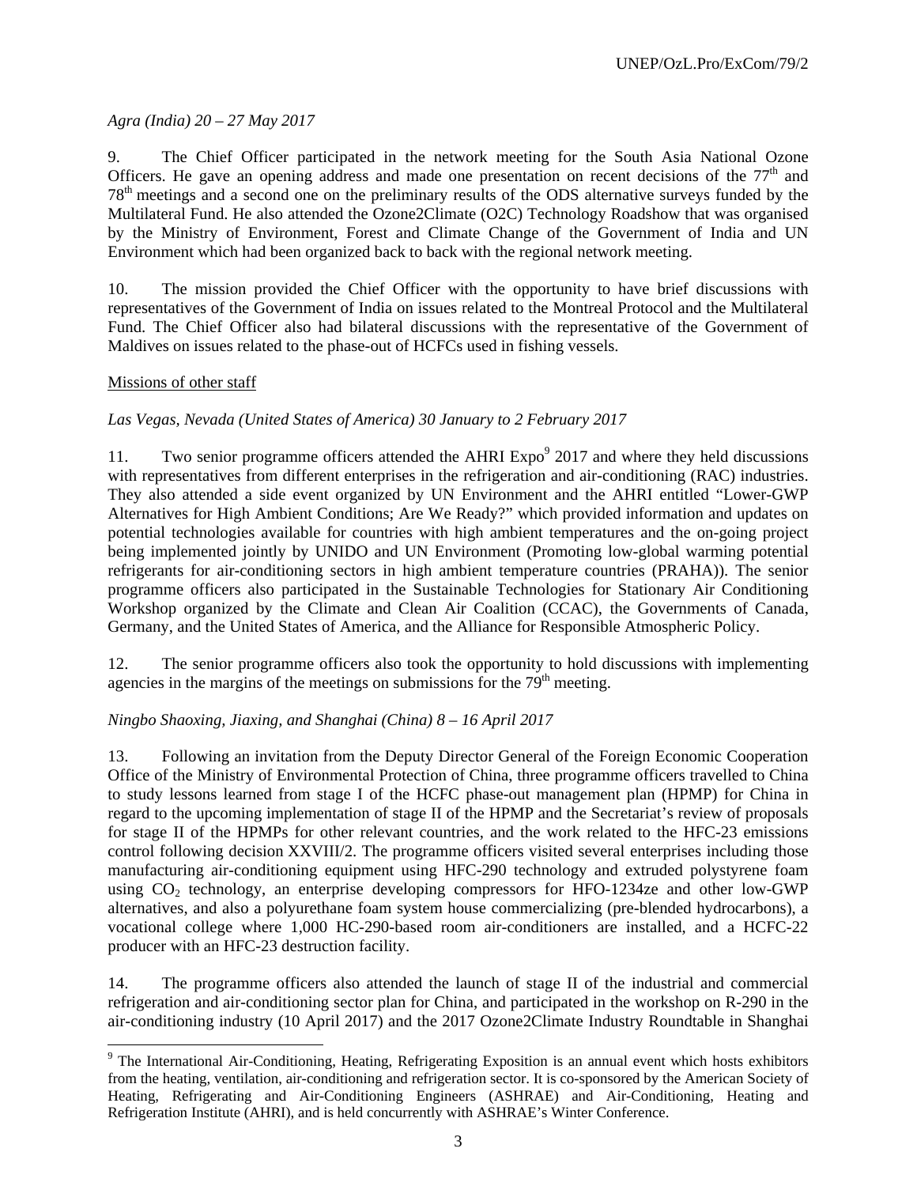*Agra (India) 20 – 27 May 2017*

9. The Chief Officer participated in the network meeting for the South Asia National Ozone Officers. He gave an opening address and made one presentation on recent decisions of the 77th and 78th meetings and a second one on the preliminary results of the ODS alternative surveys funded by the Multilateral Fund. He also attended the Ozone2Climate (O2C) Technology Roadshow that was organised by the Ministry of Environment, Forest and Climate Change of the Government of India and UN Environment which had been organized back to back with the regional network meeting.

10. The mission provided the Chief Officer with the opportunity to have brief discussions with representatives of the Government of India on issues related to the Montreal Protocol and the Multilateral Fund. The Chief Officer also had bilateral discussions with the representative of the Government of Maldives on issues related to the phase-out of HCFCs used in fishing vessels.

<u>Missions of other staff</u>

*Las Vegas, Nevada (United States of America) 30 January to 2 February 2017*

11. Two senior programme officers attended the AHRI Expo[9] 2017 and where they held discussions with representatives from different enterprises in the refrigeration and air-conditioning (RAC) industries. They also attended a side event organized by UN Environment and the AHRI entitled "Lower-GWP Alternatives for High Ambient Conditions; Are We Ready?" which provided information and updates on potential technologies available for countries with high ambient temperatures and the on-going project being implemented jointly by UNIDO and UN Environment (Promoting low-global warming potential refrigerants for air-conditioning sectors in high ambient temperature countries (PRAHA)). The senior programme officers also participated in the Sustainable Technologies for Stationary Air Conditioning Workshop organized by the Climate and Clean Air Coalition (CCAC), the Governments of Canada, Germany, and the United States of America, and the Alliance for Responsible Atmospheric Policy.

12. The senior programme officers also took the opportunity to hold discussions with implementing agencies in the margins of the meetings on submissions for the 79th meeting.

*Ningbo Shaoxing, Jiaxing, and Shanghai (China) 8 – 16 April 2017*

13. Following an invitation from the Deputy Director General of the Foreign Economic Cooperation Office of the Ministry of Environmental Protection of China, three programme officers travelled to China to study lessons learned from stage I of the HCFC phase-out management plan (HPMP) for China in regard to the upcoming implementation of stage II of the HPMP and the Secretariat's review of proposals for stage II of the HPMPs for other relevant countries, and the work related to the HFC-23 emissions control following decision XXVIII/2. The programme officers visited several enterprises including those manufacturing air-conditioning equipment using HFC-290 technology and extruded polystyrene foam using $CO_2$ technology, an enterprise developing compressors for HFO-1234ze and other low-GWP alternatives, and also a polyurethane foam system house commercializing (pre-blended hydrocarbons), a vocational college where 1,000 HC-290-based room air-conditioners are installed, and a HCFC-22 producer with an HFC-23 destruction facility.

14. The programme officers also attended the launch of stage II of the industrial and commercial refrigeration and air-conditioning sector plan for China, and participated in the workshop on R-290 in the air-conditioning industry (10 April 2017) and the 2017 Ozone2Climate Industry Roundtable in Shanghai

---

[9] The International Air-Conditioning, Heating, Refrigerating Exposition is an annual event which hosts exhibitors from the heating, ventilation, air-conditioning and refrigeration sector. It is co-sponsored by the American Society of Heating, Refrigerating and Air-Conditioning Engineers (ASHRAE) and Air-Conditioning, Heating and Refrigeration Institute (AHRI), and is held concurrently with ASHRAE's Winter Conference.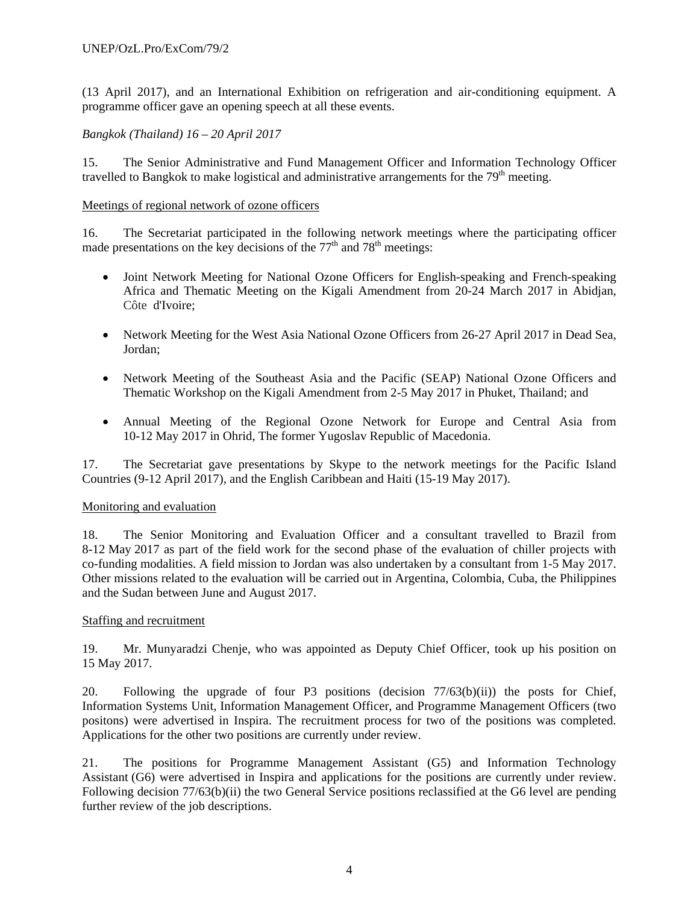(13 April 2017), and an International Exhibition on refrigeration and air-conditioning equipment. A programme officer gave an opening speech at all these events.

*Bangkok (Thailand) 16 – 20 April 2017*

15. The Senior Administrative and Fund Management Officer and Information Technology Officer travelled to Bangkok to make logistical and administrative arrangements for the 79th meeting.

Meetings of regional network of ozone officers

16. The Secretariat participated in the following network meetings where the participating officer made presentations on the key decisions of the 77th and 78th meetings:

- Joint Network Meeting for National Ozone Officers for English-speaking and French-speaking Africa and Thematic Meeting on the Kigali Amendment from 20-24 March 2017 in Abidjan, Côte d'Ivoire;
- Network Meeting for the West Asia National Ozone Officers from 26-27 April 2017 in Dead Sea, Jordan;
- Network Meeting of the Southeast Asia and the Pacific (SEAP) National Ozone Officers and Thematic Workshop on the Kigali Amendment from 2-5 May 2017 in Phuket, Thailand; and
- Annual Meeting of the Regional Ozone Network for Europe and Central Asia from 10-12 May 2017 in Ohrid, The former Yugoslav Republic of Macedonia.

17. The Secretariat gave presentations by Skype to the network meetings for the Pacific Island Countries (9-12 April 2017), and the English Caribbean and Haiti (15-19 May 2017).

Monitoring and evaluation

18. The Senior Monitoring and Evaluation Officer and a consultant travelled to Brazil from 8-12 May 2017 as part of the field work for the second phase of the evaluation of chiller projects with co-funding modalities. A field mission to Jordan was also undertaken by a consultant from 1-5 May 2017. Other missions related to the evaluation will be carried out in Argentina, Colombia, Cuba, the Philippines and the Sudan between June and August 2017.

Staffing and recruitment

19. Mr. Munyaradzi Chenje, who was appointed as Deputy Chief Officer, took up his position on 15 May 2017.

20. Following the upgrade of four P3 positions (decision 77/63(b)(ii)) the posts for Chief, Information Systems Unit, Information Management Officer, and Programme Management Officers (two positons) were advertised in Inspira. The recruitment process for two of the positions was completed. Applications for the other two positions are currently under review.

21. The positions for Programme Management Assistant (G5) and Information Technology Assistant (G6) were advertised in Inspira and applications for the positions are currently under review. Following decision 77/63(b)(ii) the two General Service positions reclassified at the G6 level are pending further review of the job descriptions.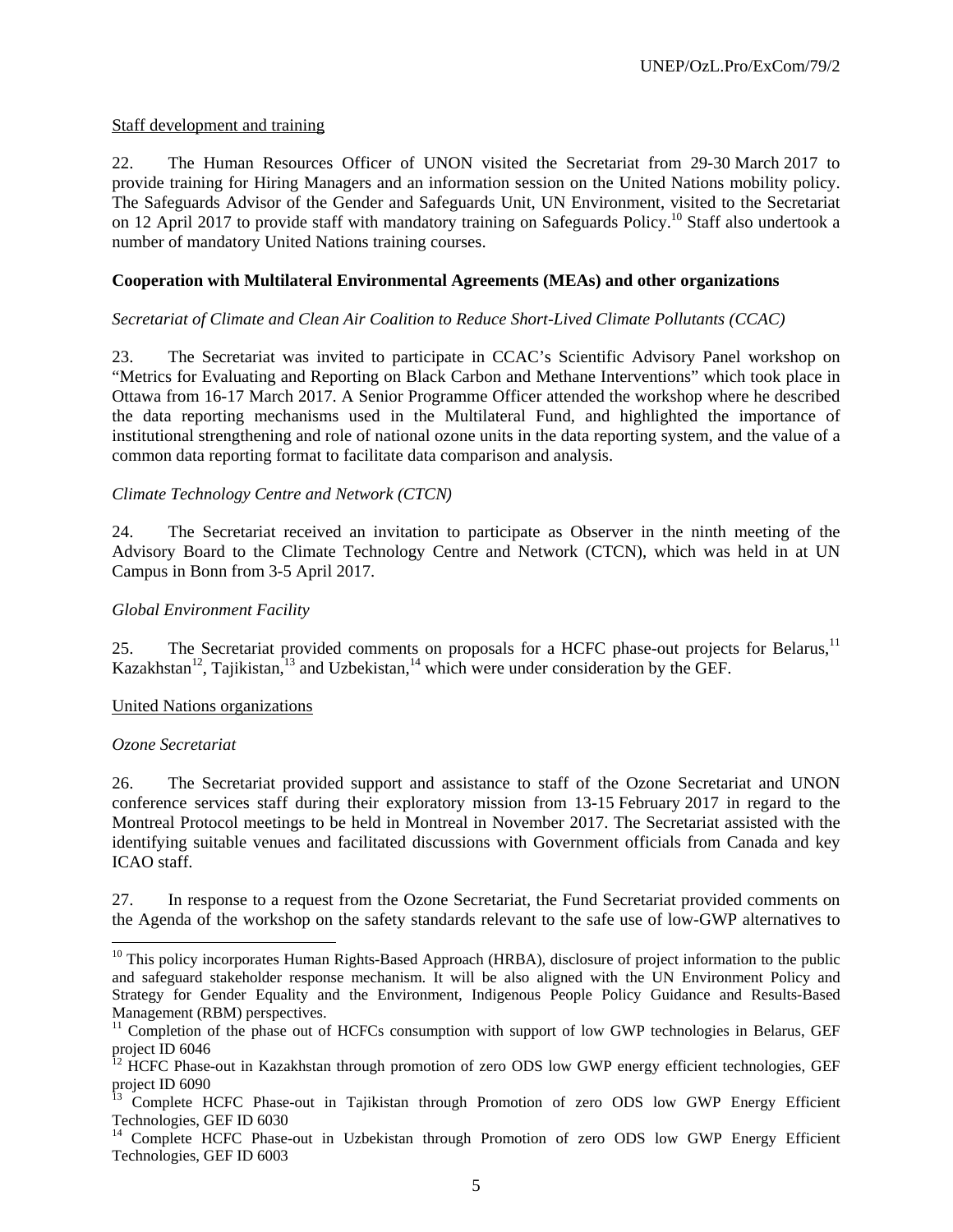<u>Staff development and training</u>

22. The Human Resources Officer of UNON visited the Secretariat from 29-30 March 2017 to provide training for Hiring Managers and an information session on the United Nations mobility policy. The Safeguards Advisor of the Gender and Safeguards Unit, UN Environment, visited to the Secretariat on 12 April 2017 to provide staff with mandatory training on Safeguards Policy.[10] Staff also undertook a number of mandatory United Nations training courses.

**Cooperation with Multilateral Environmental Agreements (MEAs) and other organizations**

*Secretariat of Climate and Clean Air Coalition to Reduce Short-Lived Climate Pollutants (CCAC)*

23. The Secretariat was invited to participate in CCAC's Scientific Advisory Panel workshop on "Metrics for Evaluating and Reporting on Black Carbon and Methane Interventions" which took place in Ottawa from 16-17 March 2017. A Senior Programme Officer attended the workshop where he described the data reporting mechanisms used in the Multilateral Fund, and highlighted the importance of institutional strengthening and role of national ozone units in the data reporting system, and the value of a common data reporting format to facilitate data comparison and analysis.

*Climate Technology Centre and Network (CTCN)*

24. The Secretariat received an invitation to participate as Observer in the ninth meeting of the Advisory Board to the Climate Technology Centre and Network (CTCN), which was held in at UN Campus in Bonn from 3-5 April 2017.

*Global Environment Facility*

25. The Secretariat provided comments on proposals for a HCFC phase-out projects for Belarus,[11] Kazakhstan[12], Tajikistan,[13] and Uzbekistan,[14] which were under consideration by the GEF.

<u>United Nations organizations</u>

*Ozone Secretariat*

26. The Secretariat provided support and assistance to staff of the Ozone Secretariat and UNON conference services staff during their exploratory mission from 13-15 February 2017 in regard to the Montreal Protocol meetings to be held in Montreal in November 2017. The Secretariat assisted with the identifying suitable venues and facilitated discussions with Government officials from Canada and key ICAO staff.

27. In response to a request from the Ozone Secretariat, the Fund Secretariat provided comments on the Agenda of the workshop on the safety standards relevant to the safe use of low-GWP alternatives to

---

[10] This policy incorporates Human Rights-Based Approach (HRBA), disclosure of project information to the public and safeguard stakeholder response mechanism. It will be also aligned with the UN Environment Policy and Strategy for Gender Equality and the Environment, Indigenous People Policy Guidance and Results-Based Management (RBM) perspectives.

[11] Completion of the phase out of HCFCs consumption with support of low GWP technologies in Belarus, GEF project ID 6046

[12] HCFC Phase-out in Kazakhstan through promotion of zero ODS low GWP energy efficient technologies, GEF project ID 6090

[13] Complete HCFC Phase-out in Tajikistan through Promotion of zero ODS low GWP Energy Efficient Technologies, GEF ID 6030

[14] Complete HCFC Phase-out in Uzbekistan through Promotion of zero ODS low GWP Energy Efficient Technologies, GEF ID 6003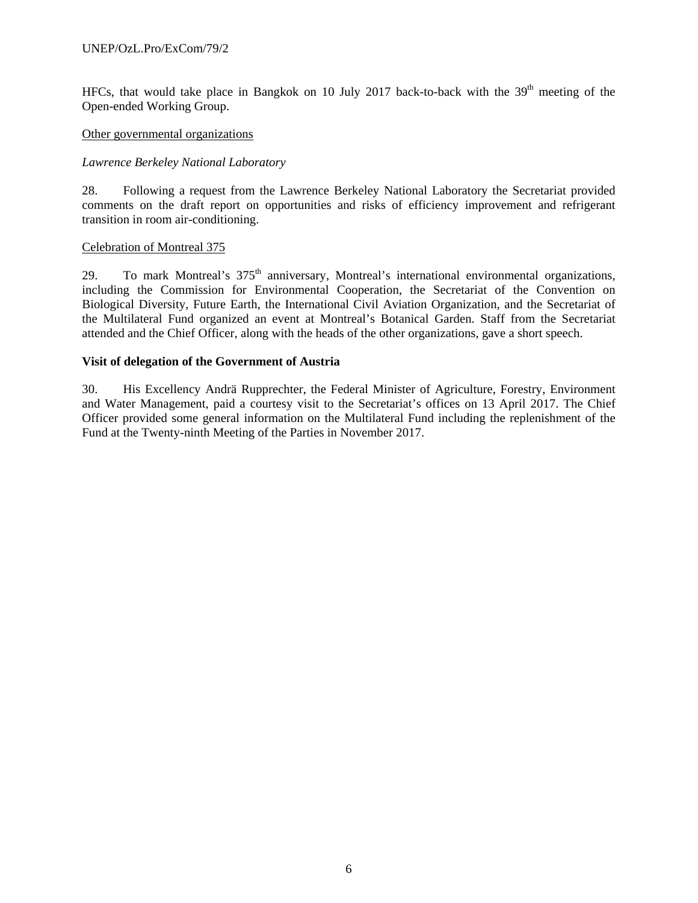HFCs, that would take place in Bangkok on 10 July 2017 back-to-back with the 39th meeting of the Open-ended Working Group.

Other governmental organizations

*Lawrence Berkeley National Laboratory*

28. Following a request from the Lawrence Berkeley National Laboratory the Secretariat provided comments on the draft report on opportunities and risks of efficiency improvement and refrigerant transition in room air-conditioning.

Celebration of Montreal 375

29. To mark Montreal's 375th anniversary, Montreal's international environmental organizations, including the Commission for Environmental Cooperation, the Secretariat of the Convention on Biological Diversity, Future Earth, the International Civil Aviation Organization, and the Secretariat of the Multilateral Fund organized an event at Montreal's Botanical Garden. Staff from the Secretariat attended and the Chief Officer, along with the heads of the other organizations, gave a short speech.

**Visit of delegation of the Government of Austria**

30. His Excellency Andrä Rupprechter, the Federal Minister of Agriculture, Forestry, Environment and Water Management, paid a courtesy visit to the Secretariat's offices on 13 April 2017. The Chief Officer provided some general information on the Multilateral Fund including the replenishment of the Fund at the Twenty-ninth Meeting of the Parties in November 2017.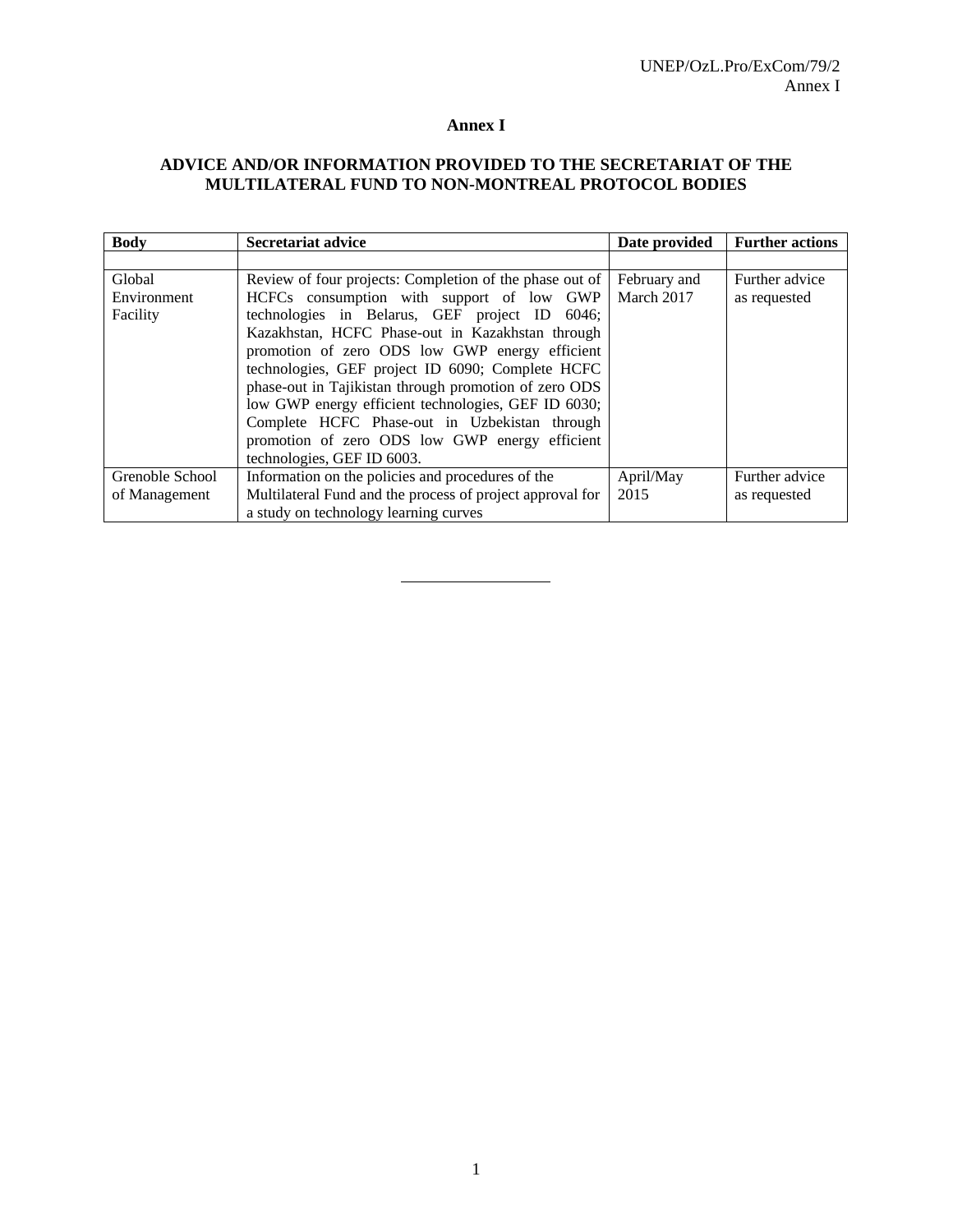# Annex I

## ADVICE AND/OR INFORMATION PROVIDED TO THE SECRETARIAT OF THE MULTILATERAL FUND TO NON-MONTREAL PROTOCOL BODIES

| Body | Secretariat advice | Date provided | Further actions |
|---|---|---|---|
| | | | |
| Global Environment Facility | Review of four projects: Completion of the phase out of HCFCs consumption with support of low GWP technologies in Belarus, GEF project ID 6046; Kazakhstan, HCFC Phase-out in Kazakhstan through promotion of zero ODS low GWP energy efficient technologies, GEF project ID 6090; Complete HCFC phase-out in Tajikistan through promotion of zero ODS low GWP energy efficient technologies, GEF ID 6030; Complete HCFC Phase-out in Uzbekistan through promotion of zero ODS low GWP energy efficient technologies, GEF ID 6003. | February and March 2017 | Further advice as requested |
| Grenoble School of Management | Information on the policies and procedures of the Multilateral Fund and the process of project approval for a study on technology learning curves | April/May 2015 | Further advice as requested |